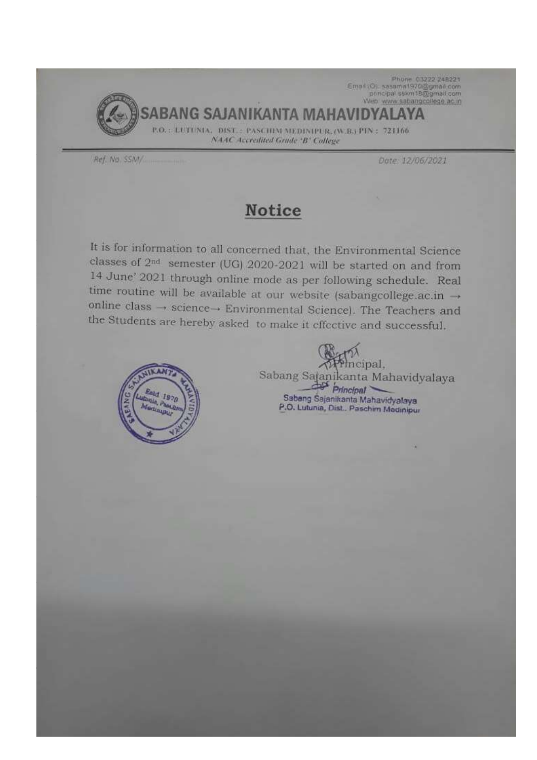Phone: 03222 248221
Email (O): sasama1970@gmail.com
principal.sskm18@gmail.com
Web: www.sabangcollege.ac.in

# SABANG SAJANIKANTA MAHAVIDYALAYA

P.O.: LUTUNIA, DIST.: PASCHIM MEDINIPUR, (W.B.) PIN: 721166

*NAAC Accredited Grade 'B' College*

Ref. No. SSM/..................

Date: 12/06/2021

## Notice

It is for information to all concerned that, the Environmental Science classes of 2nd semester (UG) 2020-2021 will be started on and from 14 June' 2021 through online mode as per following schedule. Real time routine will be available at our website (sabangcollege.ac.in → online class → science→ Environmental Science). The Teachers and the Students are hereby asked to make it effective and successful.

Principal,
Sabang Sajanikanta Mahavidyalaya

Principal
Sabang Sajanikanta Mahavidyalaya
P.O. Lutunia, Dist., Paschim Medinipur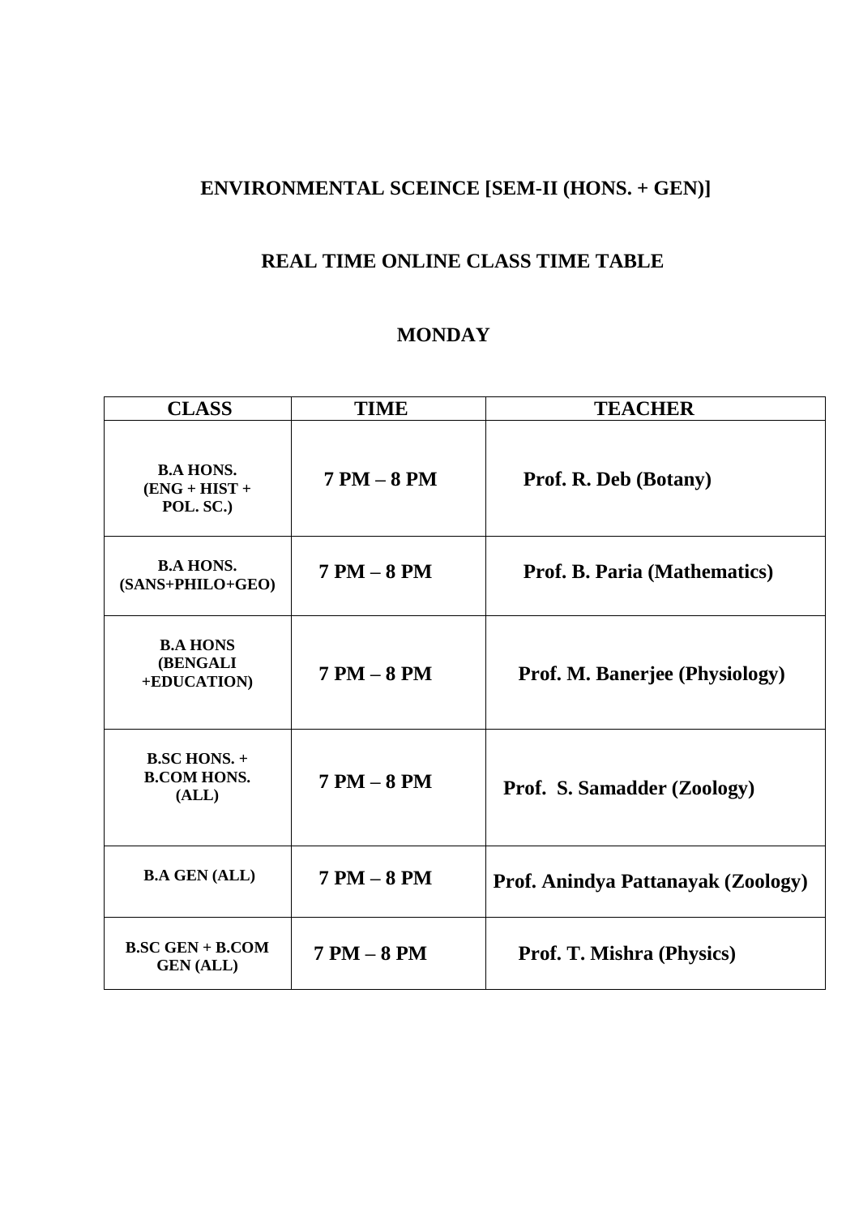**ENVIRONMENTAL SCEINCE [SEM-II (HONS. + GEN)]**

**REAL TIME ONLINE CLASS TIME TABLE**

**MONDAY**

| CLASS | TIME | TEACHER |
|---|---|---|
| **B.A HONS. (ENG + HIST + POL. SC.)** | **7 PM – 8 PM** | **Prof. R. Deb (Botany)** |
| **B.A HONS. (SANS+PHILO+GEO)** | **7 PM – 8 PM** | **Prof. B. Paria (Mathematics)** |
| **B.A HONS (BENGALI +EDUCATION)** | **7 PM – 8 PM** | **Prof. M. Banerjee (Physiology)** |
| **B.SC HONS. + B.COM HONS. (ALL)** | **7 PM – 8 PM** | **Prof. S. Samadder (Zoology)** |
| **B.A GEN (ALL)** | **7 PM – 8 PM** | **Prof. Anindya Pattanayak (Zoology)** |
| **B.SC GEN + B.COM GEN (ALL)** | **7 PM – 8 PM** | **Prof. T. Mishra (Physics)** |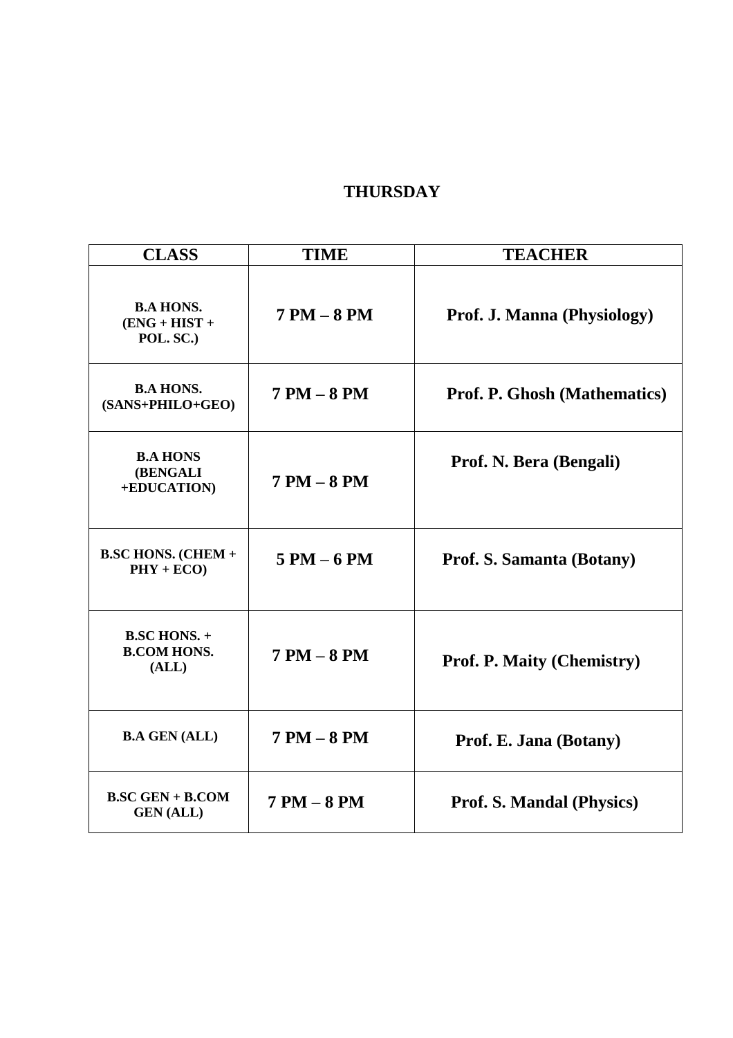## THURSDAY

| CLASS | TIME | TEACHER |
|---|---|---|
| B.A HONS. (ENG + HIST + POL. SC.) | 7 PM – 8 PM | Prof. J. Manna (Physiology) |
| B.A HONS. (SANS+PHILO+GEO) | 7 PM – 8 PM | Prof. P. Ghosh (Mathematics) |
| B.A HONS (BENGALI +EDUCATION) | 7 PM – 8 PM | Prof. N. Bera (Bengali) |
| B.SC HONS. (CHEM + PHY + ECO) | 5 PM – 6 PM | Prof. S. Samanta (Botany) |
| B.SC HONS. + B.COM HONS. (ALL) | 7 PM – 8 PM | Prof. P. Maity (Chemistry) |
| B.A GEN (ALL) | 7 PM – 8 PM | Prof. E. Jana (Botany) |
| B.SC GEN + B.COM GEN (ALL) | 7 PM – 8 PM | Prof. S. Mandal (Physics) |